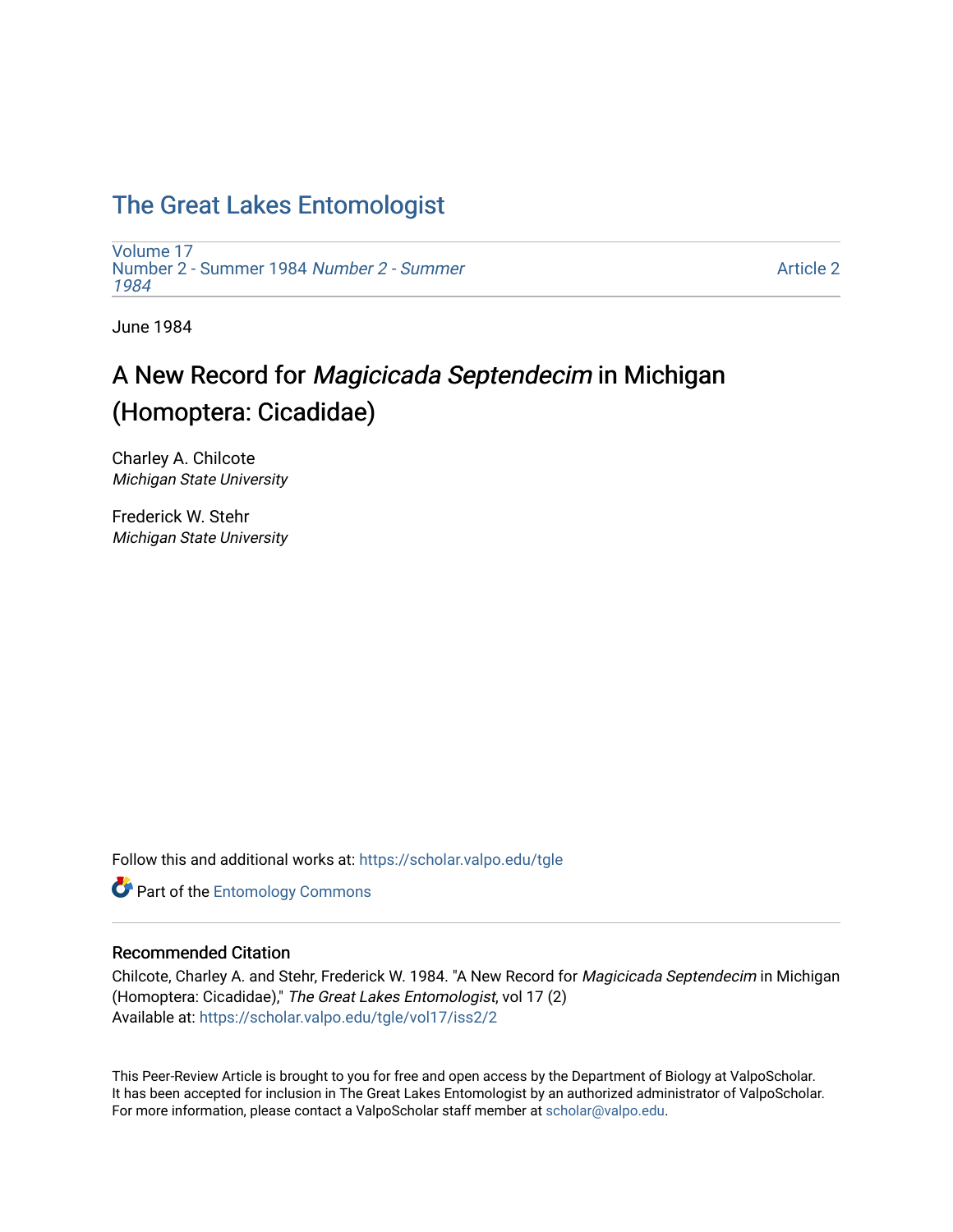# The Great Lakes Entomologist

Volume 17
Number 2 - Summer 1984 *Number 2 - Summer 1984*

Article 2

June 1984

## A New Record for *Magicicada Septendecim* in Michigan (Homoptera: Cicadidae)

Charley A. Chilcote
*Michigan State University*

Frederick W. Stehr
*Michigan State University*

Follow this and additional works at: https://scholar.valpo.edu/tgle

Part of the Entomology Commons

### Recommended Citation

Chilcote, Charley A. and Stehr, Frederick W. 1984. "A New Record for *Magicicada Septendecim* in Michigan (Homoptera: Cicadidae)," *The Great Lakes Entomologist*, vol 17 (2)
Available at: https://scholar.valpo.edu/tgle/vol17/iss2/2

This Peer-Review Article is brought to you for free and open access by the Department of Biology at ValpoScholar. It has been accepted for inclusion in The Great Lakes Entomologist by an authorized administrator of ValpoScholar. For more information, please contact a ValpoScholar staff member at scholar@valpo.edu.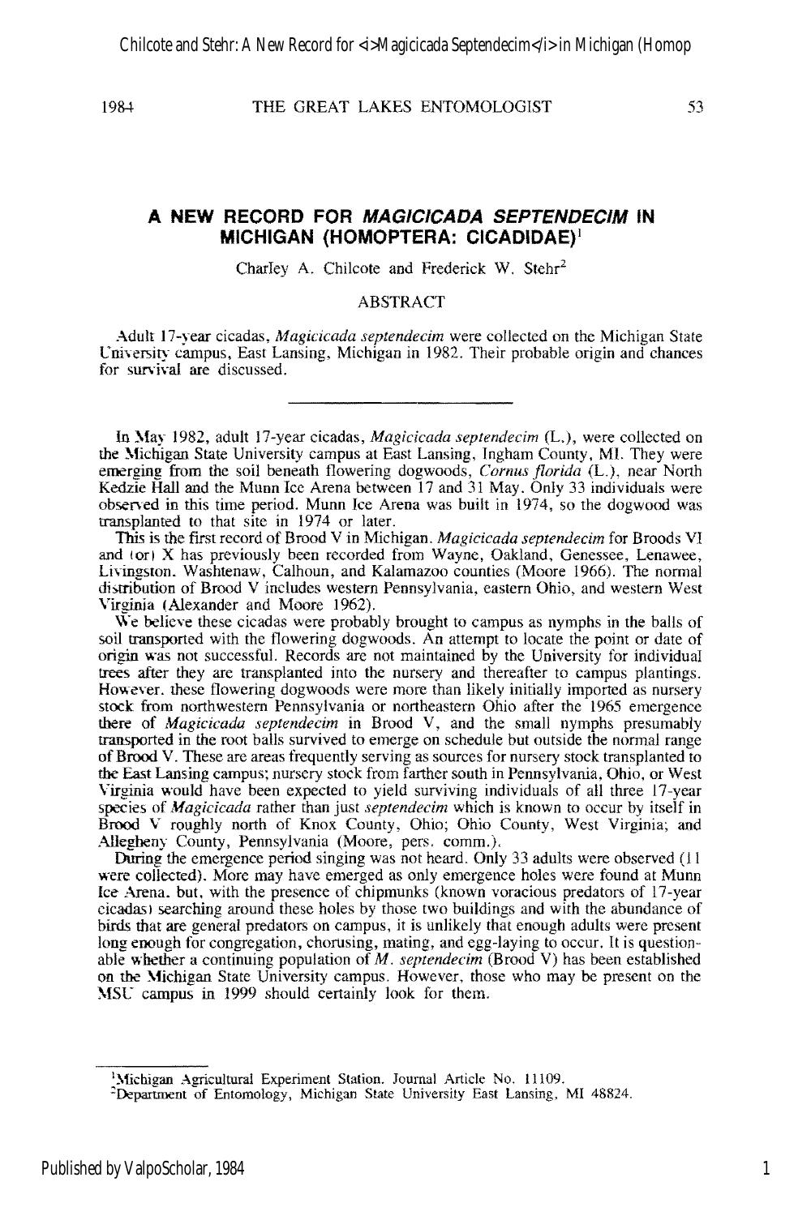# A NEW RECORD FOR *MAGICICADA SEPTENDECIM* IN MICHIGAN (HOMOPTERA: CICADIDAE)[1]

Charley A. Chilcote and Frederick W. Stehr[2]

## ABSTRACT

Adult 17-year cicadas, *Magicicada septendecim* were collected on the Michigan State University campus, East Lansing, Michigan in 1982. Their probable origin and chances for survival are discussed.

---

In May 1982, adult 17-year cicadas, *Magicicada septendecim* (L.), were collected on the Michigan State University campus at East Lansing, Ingham County, MI. They were emerging from the soil beneath flowering dogwoods, *Cornus florida* (L.), near North Kedzie Hall and the Munn Ice Arena between 17 and 31 May. Only 33 individuals were observed in this time period. Munn Ice Arena was built in 1974, so the dogwood was transplanted to that site in 1974 or later.

This is the first record of Brood V in Michigan. *Magicicada septendecim* for Broods VI and (or) X has previously been recorded from Wayne, Oakland, Genessee, Lenawee, Livingston, Washtenaw, Calhoun, and Kalamazoo counties (Moore 1966). The normal distribution of Brood V includes western Pennsylvania, eastern Ohio, and western West Virginia (Alexander and Moore 1962).

We believe these cicadas were probably brought to campus as nymphs in the balls of soil transported with the flowering dogwoods. An attempt to locate the point or date of origin was not successful. Records are not maintained by the University for individual trees after they are transplanted into the nursery and thereafter to campus plantings. However, these flowering dogwoods were more than likely initially imported as nursery stock from northwestern Pennsylvania or northeastern Ohio after the 1965 emergence there of *Magicicada septendecim* in Brood V, and the small nymphs presumably transported in the root balls survived to emerge on schedule but outside the normal range of Brood V. These are areas frequently serving as sources for nursery stock transplanted to the East Lansing campus; nursery stock from farther south in Pennsylvania, Ohio, or West Virginia would have been expected to yield surviving individuals of all three 17-year species of *Magicicada* rather than just *septendecim* which is known to occur by itself in Brood V roughly north of Knox County, Ohio; Ohio County, West Virginia; and Allegheny County, Pennsylvania (Moore, pers. comm.).

During the emergence period singing was not heard. Only 33 adults were observed (11 were collected). More may have emerged as only emergence holes were found at Munn Ice Arena, but, with the presence of chipmunks (known voracious predators of 17-year cicadas) searching around these holes by those two buildings and with the abundance of birds that are general predators on campus, it is unlikely that enough adults were present long enough for congregation, chorusing, mating, and egg-laying to occur. It is questionable whether a continuing population of *M. septendecim* (Brood V) has been established on the Michigan State University campus. However, those who may be present on the MSU campus in 1999 should certainly look for them.

---

[1]Michigan Agricultural Experiment Station. Journal Article No. 11109.

[2]Department of Entomology, Michigan State University East Lansing, MI 48824.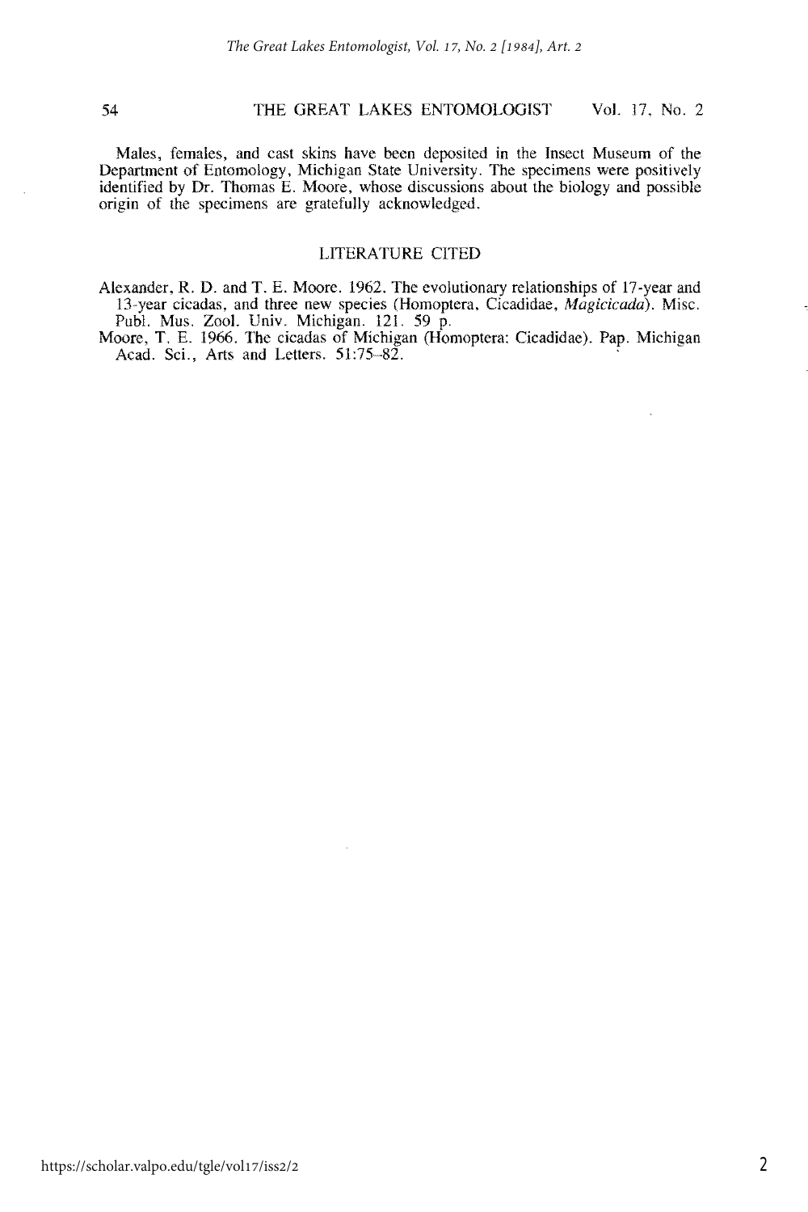Males, females, and cast skins have been deposited in the Insect Museum of the Department of Entomology, Michigan State University. The specimens were positively identified by Dr. Thomas E. Moore, whose discussions about the biology and possible origin of the specimens are gratefully acknowledged.

## LITERATURE CITED

Alexander, R. D. and T. E. Moore. 1962. The evolutionary relationships of 17-year and 13-year cicadas, and three new species (Homoptera, Cicadidae, *Magicicada*). Misc. Publ. Mus. Zool. Univ. Michigan. 121. 59 p.

Moore, T. E. 1966. The cicadas of Michigan (Homoptera: Cicadidae). Pap. Michigan Acad. Sci., Arts and Letters. 51:75–82.